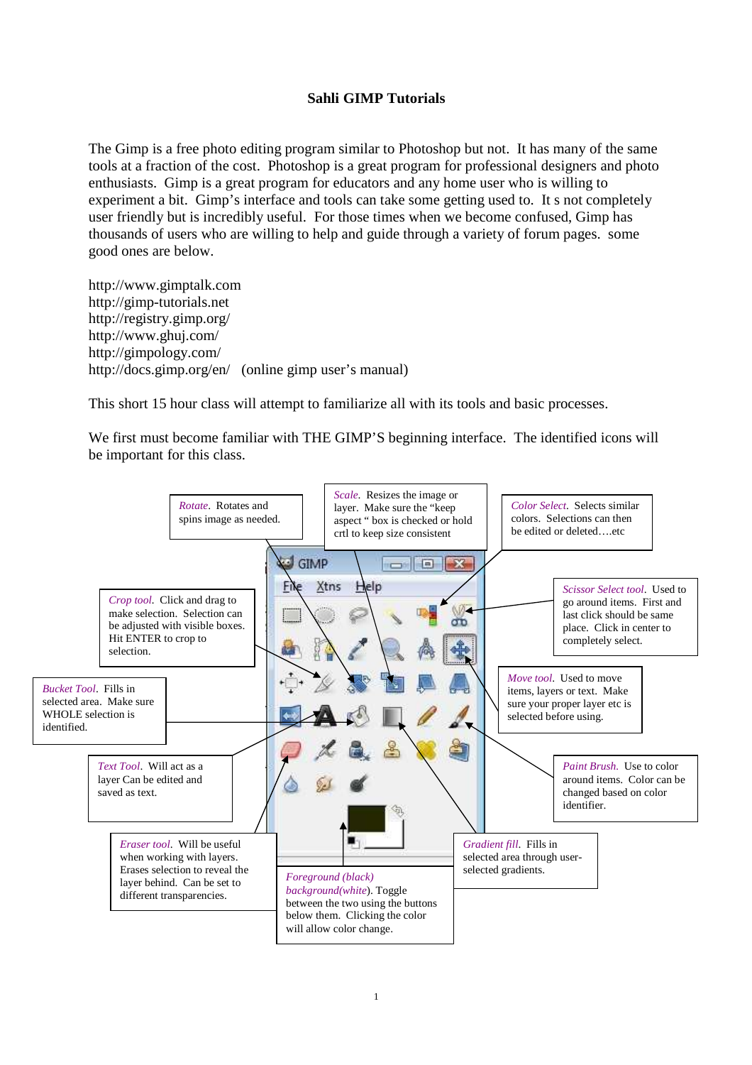# Sahli GIMP Tutorials

The Gimp is a free photo editing program similar to Photoshop but not. It has many of the same tools at a fraction of the cost. Photoshop is a great program for professional designers and photo enthusiasts. Gimp is a great program for educators and any home user who is willing to experiment a bit. Gimp's interface and tools can take some getting used to. It s not completely user friendly but is incredibly useful. For those times when we become confused, Gimp has thousands of users who are willing to help and guide through a variety of forum pages. some good ones are below.

http://www.gimptalk.com
http://gimp-tutorials.net
http://registry.gimp.org/
http://www.ghuj.com/
http://gimpology.com/
http://docs.gimp.org/en/ (online gimp user's manual)

This short 15 hour class will attempt to familiarize all with its tools and basic processes.

We first must become familiar with THE GIMP'S beginning interface. The identified icons will be important for this class.

*Rotate*. Rotates and spins image as needed.

*Scale*. Resizes the image or layer. Make sure the "keep aspect " box is checked or hold crtl to keep size consistent

*Color Select*. Selects similar colors. Selections can then be edited or deleted….etc

*Crop tool*. Click and drag to make selection. Selection can be adjusted with visible boxes. Hit ENTER to crop to selection.

*Scissor Select tool*. Used to go around items. First and last click should be same place. Click in center to completely select.

*Bucket Tool*. Fills in selected area. Make sure WHOLE selection is identified.

*Move tool*. Used to move items, layers or text. Make sure your proper layer etc is selected before using.

*Text Tool*. Will act as a layer Can be edited and saved as text.

*Paint Brush*. Use to color around items. Color can be changed based on color identifier.

*Eraser tool*. Will be useful when working with layers. Erases selection to reveal the layer behind. Can be set to different transparencies.

*Foreground (black) background(white)*. Toggle between the two using the buttons below them. Clicking the color will allow color change.

*Gradient fill*. Fills in selected area through user-selected gradients.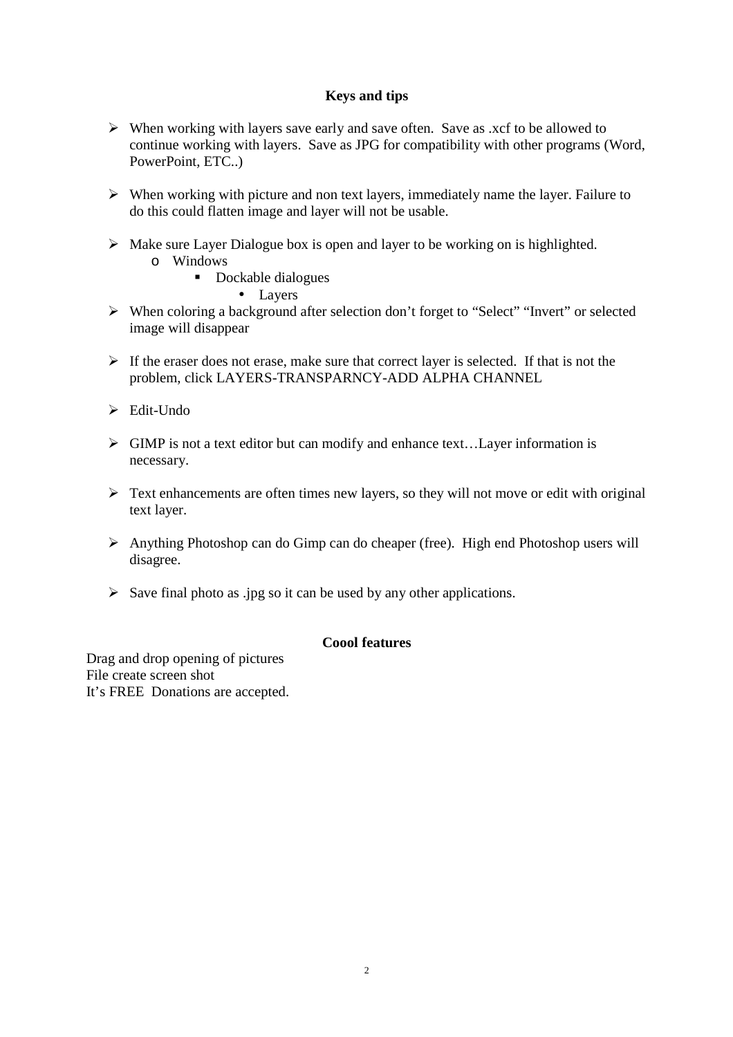## Keys and tips

- When working with layers save early and save often. Save as .xcf to be allowed to continue working with layers. Save as JPG for compatibility with other programs (Word, PowerPoint, ETC..)

- When working with picture and non text layers, immediately name the layer. Failure to do this could flatten image and layer will not be usable.

- Make sure Layer Dialogue box is open and layer to be working on is highlighted.
  - Windows
    - Dockable dialogues
      - Layers
- When coloring a background after selection don't forget to "Select" "Invert" or selected image will disappear

- If the eraser does not erase, make sure that correct layer is selected. If that is not the problem, click LAYERS-TRANSPARNCY-ADD ALPHA CHANNEL

- Edit-Undo

- GIMP is not a text editor but can modify and enhance text…Layer information is necessary.

- Text enhancements are often times new layers, so they will not move or edit with original text layer.

- Anything Photoshop can do Gimp can do cheaper (free). High end Photoshop users will disagree.

- Save final photo as .jpg so it can be used by any other applications.

## Coool features

Drag and drop opening of pictures
File create screen shot
It's FREE Donations are accepted.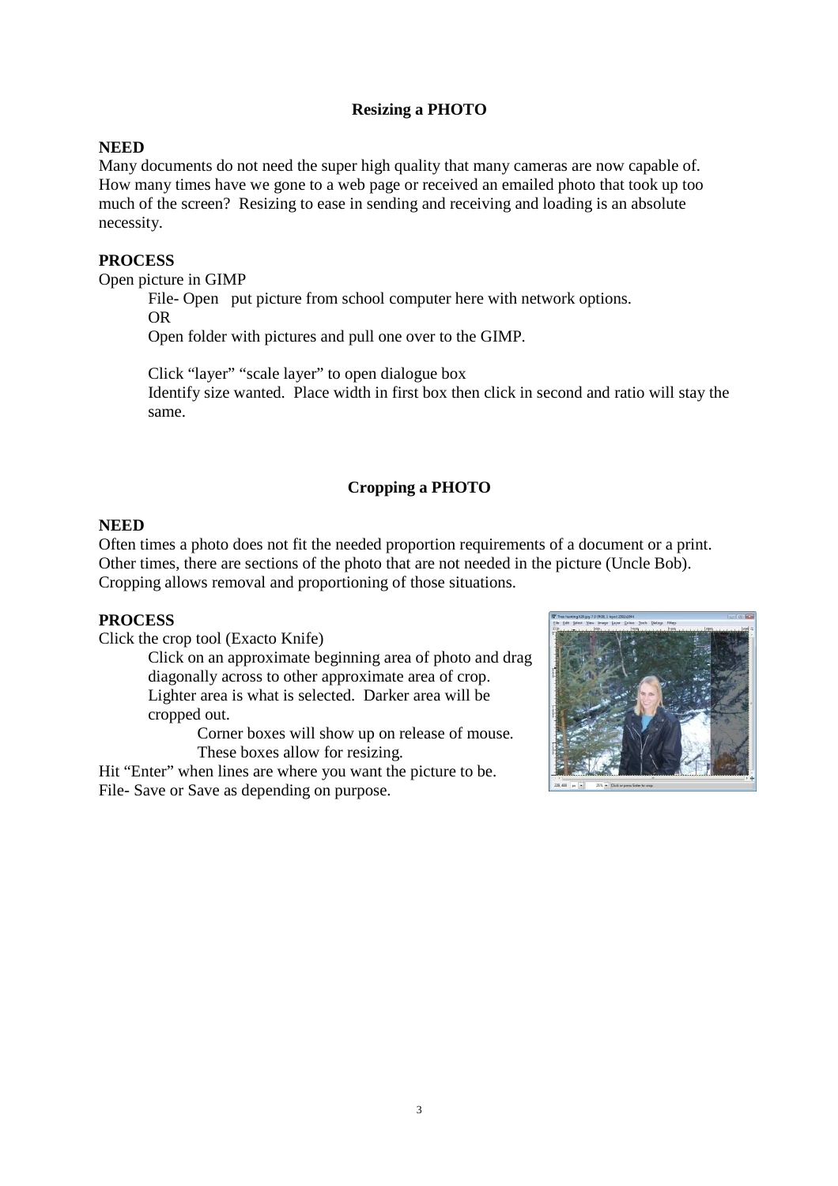## Resizing a PHOTO

**NEED**

Many documents do not need the super high quality that many cameras are now capable of. How many times have we gone to a web page or received an emailed photo that took up too much of the screen? Resizing to ease in sending and receiving and loading is an absolute necessity.

**PROCESS**

Open picture in GIMP

File- Open put picture from school computer here with network options.
OR
Open folder with pictures and pull one over to the GIMP.

Click "layer" "scale layer" to open dialogue box
Identify size wanted. Place width in first box then click in second and ratio will stay the same.

## Cropping a PHOTO

**NEED**

Often times a photo does not fit the needed proportion requirements of a document or a print. Other times, there are sections of the photo that are not needed in the picture (Uncle Bob). Cropping allows removal and proportioning of those situations.

**PROCESS**

Click the crop tool (Exacto Knife)

Click on an approximate beginning area of photo and drag diagonally across to other approximate area of crop. Lighter area is what is selected. Darker area will be cropped out.

Corner boxes will show up on release of mouse. These boxes allow for resizing.

Hit "Enter" when lines are where you want the picture to be.
File- Save or Save as depending on purpose.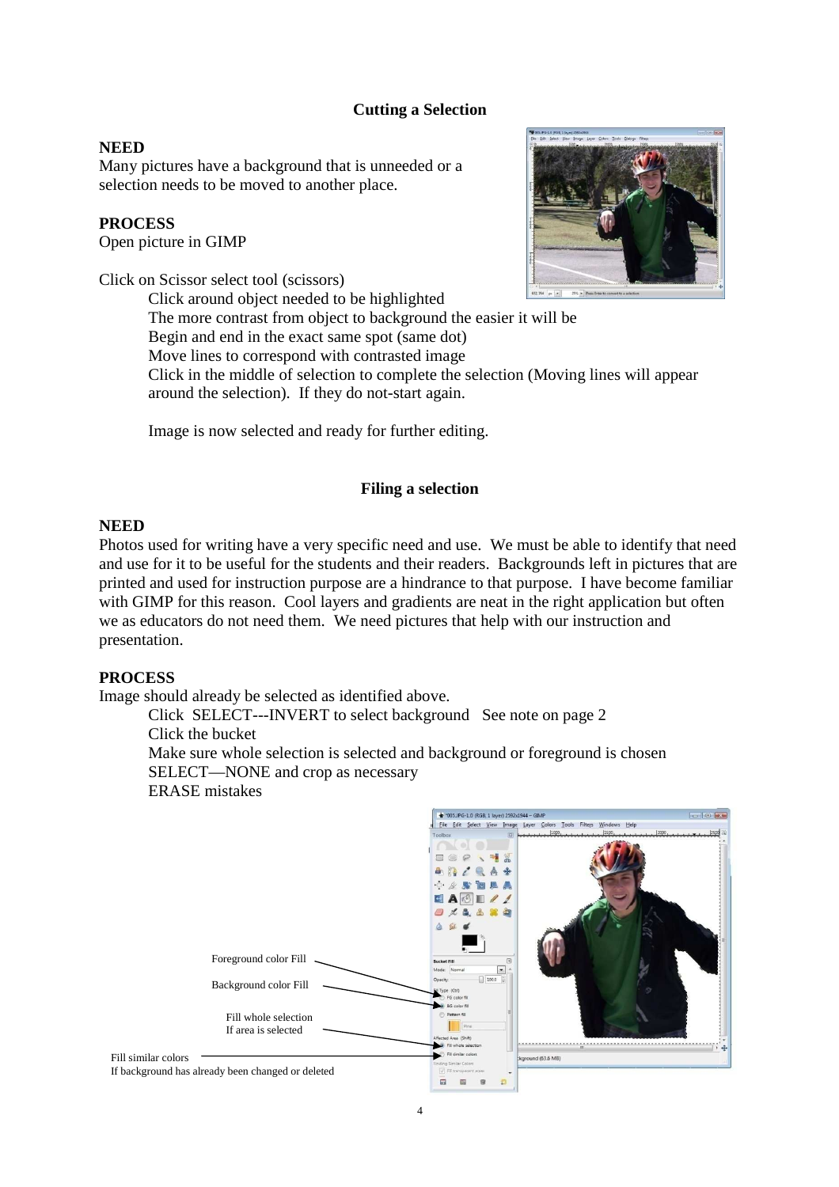## Cutting a Selection

**NEED**

Many pictures have a background that is unneeded or a selection needs to be moved to another place.

**PROCESS**

Open picture in GIMP

Click on Scissor select tool (scissors)

- Click around object needed to be highlighted
- The more contrast from object to background the easier it will be
- Begin and end in the exact same spot (same dot)
- Move lines to correspond with contrasted image
- Click in the middle of selection to complete the selection (Moving lines will appear around the selection). If they do not-start again.

Image is now selected and ready for further editing.

## Filing a selection

**NEED**

Photos used for writing have a very specific need and use. We must be able to identify that need and use for it to be useful for the students and their readers. Backgrounds left in pictures that are printed and used for instruction purpose are a hindrance to that purpose. I have become familiar with GIMP for this reason. Cool layers and gradients are neat in the right application but often we as educators do not need them. We need pictures that help with our instruction and presentation.

**PROCESS**

Image should already be selected as identified above.

- Click SELECT---INVERT to select background  See note on page 2
- Click the bucket
- Make sure whole selection is selected and background or foreground is chosen
- SELECT—NONE and crop as necessary
- ERASE mistakes

Foreground color Fill

Background color Fill

Fill whole selection
If area is selected

Fill similar colors
If background has already been changed or deleted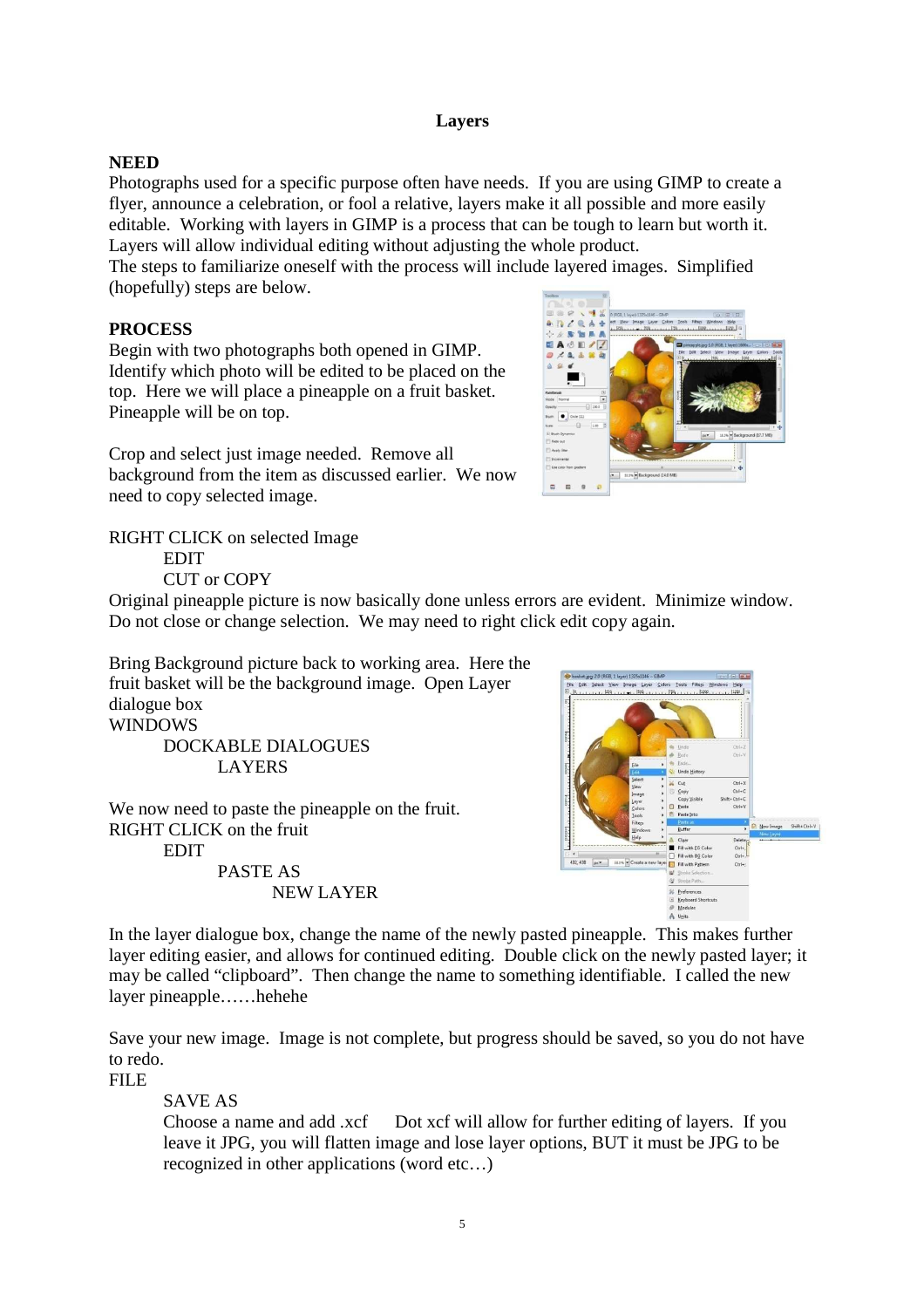## Layers

**NEED**

Photographs used for a specific purpose often have needs. If you are using GIMP to create a flyer, announce a celebration, or fool a relative, layers make it all possible and more easily editable. Working with layers in GIMP is a process that can be tough to learn but worth it. Layers will allow individual editing without adjusting the whole product.

The steps to familiarize oneself with the process will include layered images. Simplified (hopefully) steps are below.

**PROCESS**

Begin with two photographs both opened in GIMP. Identify which photo will be edited to be placed on the top. Here we will place a pineapple on a fruit basket. Pineapple will be on top.

Crop and select just image needed. Remove all background from the item as discussed earlier. We now need to copy selected image.

RIGHT CLICK on selected Image
 EDIT
 CUT or COPY

Original pineapple picture is now basically done unless errors are evident. Minimize window. Do not close or change selection. We may need to right click edit copy again.

Bring Background picture back to working area. Here the fruit basket will be the background image. Open Layer dialogue box

WINDOWS
 DOCKABLE DIALOGUES
  LAYERS

We now need to paste the pineapple on the fruit.

RIGHT CLICK on the fruit
 EDIT
  PASTE AS
   NEW LAYER

In the layer dialogue box, change the name of the newly pasted pineapple. This makes further layer editing easier, and allows for continued editing. Double click on the newly pasted layer; it may be called "clipboard". Then change the name to something identifiable. I called the new layer pineapple……hehehe

Save your new image. Image is not complete, but progress should be saved, so you do not have to redo.

FILE
 SAVE AS
 Choose a name and add .xcf   Dot xcf will allow for further editing of layers. If you leave it JPG, you will flatten image and lose layer options, BUT it must be JPG to be recognized in other applications (word etc…)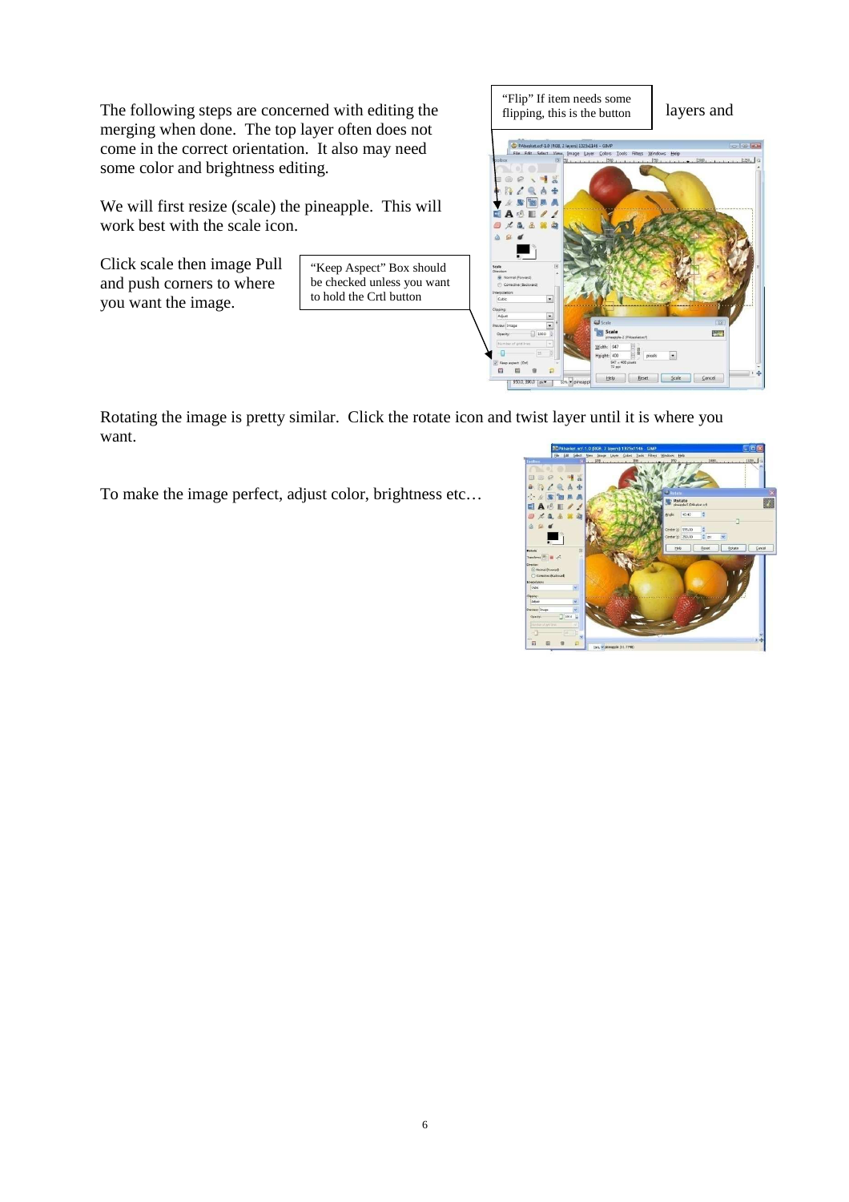The following steps are concerned with editing the layers and merging when done. The top layer often does not come in the correct orientation. It also may need some color and brightness editing.

"Flip" If item needs some flipping, this is the button

We will first resize (scale) the pineapple. This will work best with the scale icon.

Click scale then image Pull and push corners to where you want the image.

"Keep Aspect" Box should be checked unless you want to hold the Crtl button

Rotating the image is pretty similar. Click the rotate icon and twist layer until it is where you want.

To make the image perfect, adjust color, brightness etc…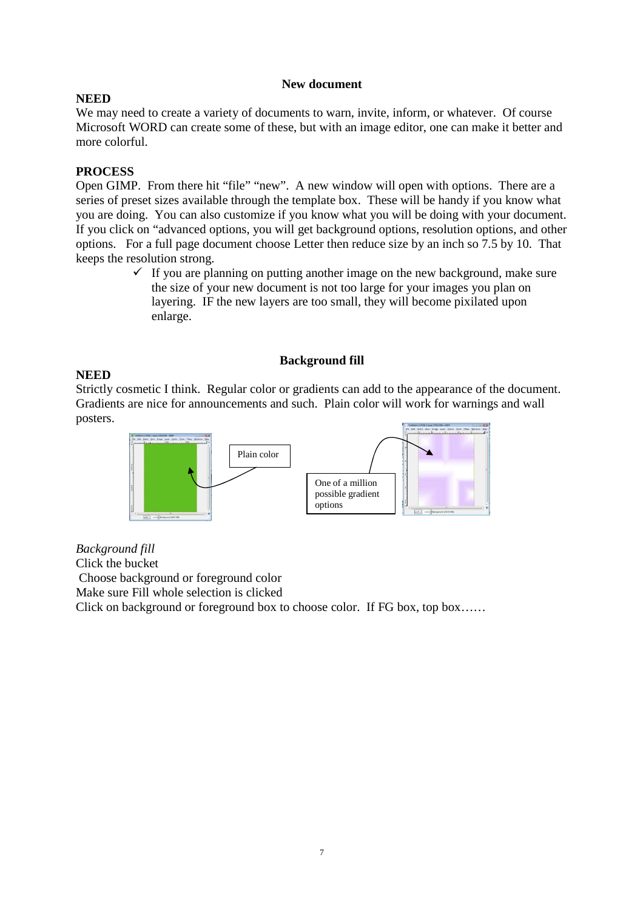## New document

**NEED**

We may need to create a variety of documents to warn, invite, inform, or whatever. Of course Microsoft WORD can create some of these, but with an image editor, one can make it better and more colorful.

**PROCESS**

Open GIMP. From there hit “file” “new”. A new window will open with options. There are a series of preset sizes available through the template box. These will be handy if you know what you are doing. You can also customize if you know what you will be doing with your document. If you click on “advanced options, you will get background options, resolution options, and other options. For a full page document choose Letter then reduce size by an inch so 7.5 by 10. That keeps the resolution strong.

- ✓ If you are planning on putting another image on the new background, make sure the size of your new document is not too large for your images you plan on layering. IF the new layers are too small, they will become pixilated upon enlarge.

## Background fill

**NEED**

Strictly cosmetic I think. Regular color or gradients can add to the appearance of the document. Gradients are nice for announcements and such. Plain color will work for warnings and wall posters.

Plain color

One of a million possible gradient options

*Background fill*

Click the bucket

Choose background or foreground color

Make sure Fill whole selection is clicked

Click on background or foreground box to choose color. If FG box, top box……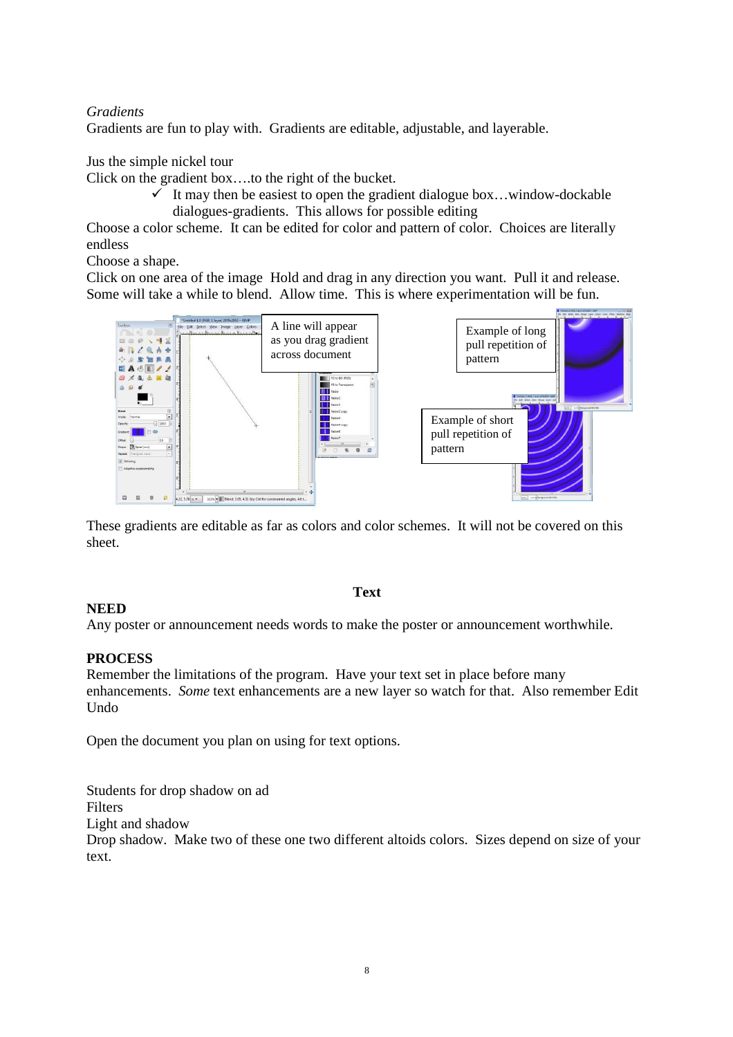*Gradients*

Gradients are fun to play with. Gradients are editable, adjustable, and layerable.

Jus the simple nickel tour

Click on the gradient box….to the right of the bucket.

- ✓ It may then be easiest to open the gradient dialogue box…window-dockable dialogues-gradients. This allows for possible editing

Choose a color scheme. It can be edited for color and pattern of color. Choices are literally endless

Choose a shape.

Click on one area of the image Hold and drag in any direction you want. Pull it and release. Some will take a while to blend. Allow time. This is where experimentation will be fun.

A line will appear as you drag gradient across document

Example of long pull repetition of pattern

Example of short pull repetition of pattern

These gradients are editable as far as colors and color schemes. It will not be covered on this sheet.

## Text

**NEED**

Any poster or announcement needs words to make the poster or announcement worthwhile.

**PROCESS**

Remember the limitations of the program. Have your text set in place before many enhancements. *Some* text enhancements are a new layer so watch for that. Also remember Edit Undo

Open the document you plan on using for text options.

Students for drop shadow on ad

Filters

Light and shadow

Drop shadow. Make two of these one two different altoids colors. Sizes depend on size of your text.